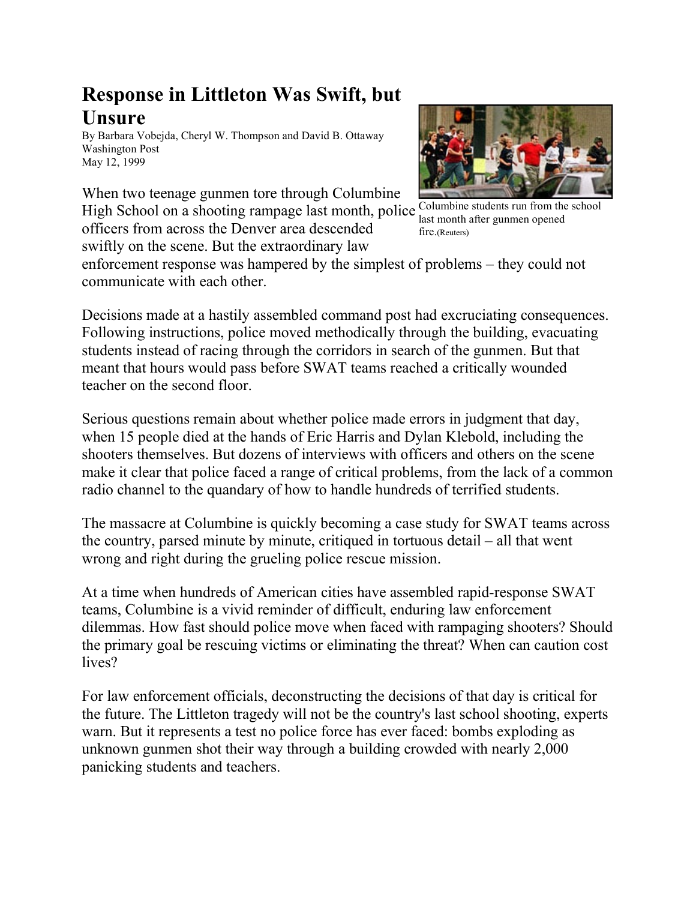# Response in Littleton Was Swift, but Unsure

By Barbara Vobejda, Cheryl W. Thompson and David B. Ottaway
Washington Post
May 12, 1999

Columbine students run from the school last month after gunmen opened fire.(Reuters)

When two teenage gunmen tore through Columbine High School on a shooting rampage last month, police officers from across the Denver area descended swiftly on the scene. But the extraordinary law enforcement response was hampered by the simplest of problems – they could not communicate with each other.

Decisions made at a hastily assembled command post had excruciating consequences. Following instructions, police moved methodically through the building, evacuating students instead of racing through the corridors in search of the gunmen. But that meant that hours would pass before SWAT teams reached a critically wounded teacher on the second floor.

Serious questions remain about whether police made errors in judgment that day, when 15 people died at the hands of Eric Harris and Dylan Klebold, including the shooters themselves. But dozens of interviews with officers and others on the scene make it clear that police faced a range of critical problems, from the lack of a common radio channel to the quandary of how to handle hundreds of terrified students.

The massacre at Columbine is quickly becoming a case study for SWAT teams across the country, parsed minute by minute, critiqued in tortuous detail – all that went wrong and right during the grueling police rescue mission.

At a time when hundreds of American cities have assembled rapid-response SWAT teams, Columbine is a vivid reminder of difficult, enduring law enforcement dilemmas. How fast should police move when faced with rampaging shooters? Should the primary goal be rescuing victims or eliminating the threat? When can caution cost lives?

For law enforcement officials, deconstructing the decisions of that day is critical for the future. The Littleton tragedy will not be the country's last school shooting, experts warn. But it represents a test no police force has ever faced: bombs exploding as unknown gunmen shot their way through a building crowded with nearly 2,000 panicking students and teachers.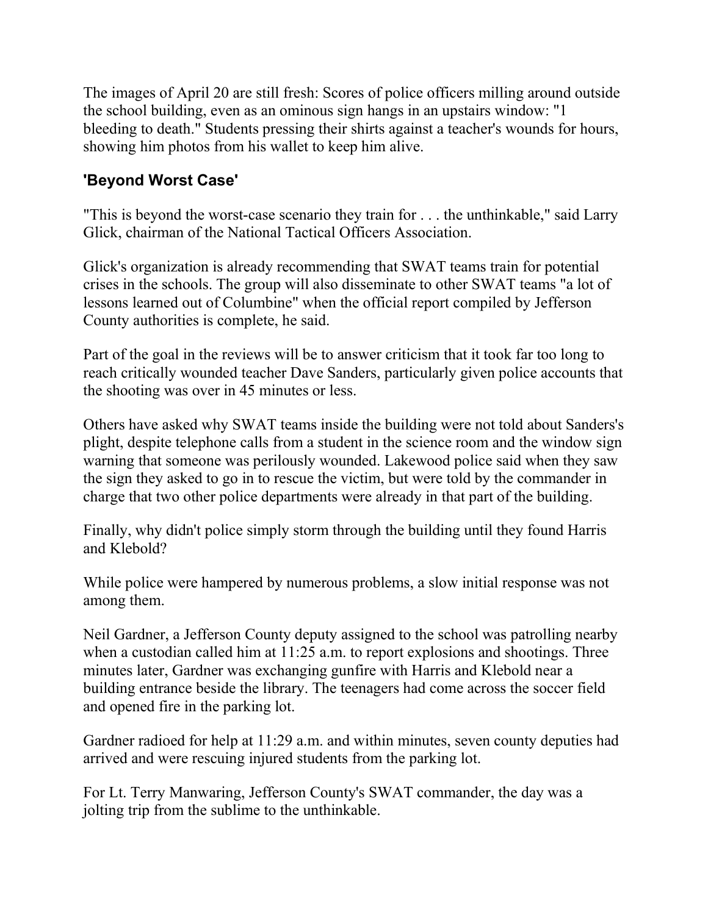The images of April 20 are still fresh: Scores of police officers milling around outside the school building, even as an ominous sign hangs in an upstairs window: "1 bleeding to death." Students pressing their shirts against a teacher's wounds for hours, showing him photos from his wallet to keep him alive.

## 'Beyond Worst Case'

"This is beyond the worst-case scenario they train for . . . the unthinkable," said Larry Glick, chairman of the National Tactical Officers Association.

Glick's organization is already recommending that SWAT teams train for potential crises in the schools. The group will also disseminate to other SWAT teams "a lot of lessons learned out of Columbine" when the official report compiled by Jefferson County authorities is complete, he said.

Part of the goal in the reviews will be to answer criticism that it took far too long to reach critically wounded teacher Dave Sanders, particularly given police accounts that the shooting was over in 45 minutes or less.

Others have asked why SWAT teams inside the building were not told about Sanders's plight, despite telephone calls from a student in the science room and the window sign warning that someone was perilously wounded. Lakewood police said when they saw the sign they asked to go in to rescue the victim, but were told by the commander in charge that two other police departments were already in that part of the building.

Finally, why didn't police simply storm through the building until they found Harris and Klebold?

While police were hampered by numerous problems, a slow initial response was not among them.

Neil Gardner, a Jefferson County deputy assigned to the school was patrolling nearby when a custodian called him at 11:25 a.m. to report explosions and shootings. Three minutes later, Gardner was exchanging gunfire with Harris and Klebold near a building entrance beside the library. The teenagers had come across the soccer field and opened fire in the parking lot.

Gardner radioed for help at 11:29 a.m. and within minutes, seven county deputies had arrived and were rescuing injured students from the parking lot.

For Lt. Terry Manwaring, Jefferson County's SWAT commander, the day was a jolting trip from the sublime to the unthinkable.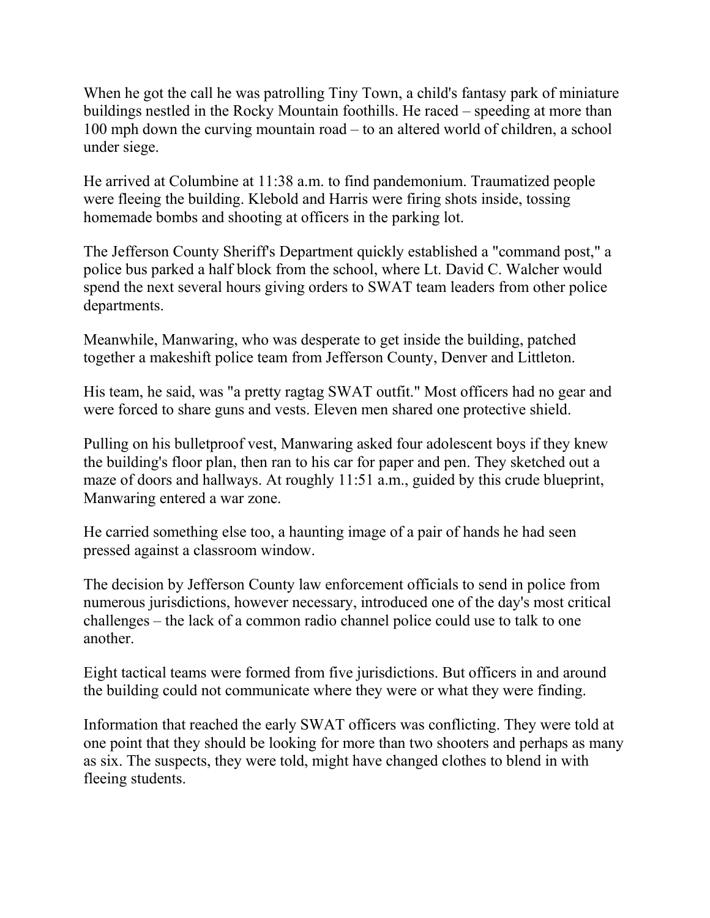When he got the call he was patrolling Tiny Town, a child's fantasy park of miniature buildings nestled in the Rocky Mountain foothills. He raced – speeding at more than 100 mph down the curving mountain road – to an altered world of children, a school under siege.

He arrived at Columbine at 11:38 a.m. to find pandemonium. Traumatized people were fleeing the building. Klebold and Harris were firing shots inside, tossing homemade bombs and shooting at officers in the parking lot.

The Jefferson County Sheriff's Department quickly established a "command post," a police bus parked a half block from the school, where Lt. David C. Walcher would spend the next several hours giving orders to SWAT team leaders from other police departments.

Meanwhile, Manwaring, who was desperate to get inside the building, patched together a makeshift police team from Jefferson County, Denver and Littleton.

His team, he said, was "a pretty ragtag SWAT outfit." Most officers had no gear and were forced to share guns and vests. Eleven men shared one protective shield.

Pulling on his bulletproof vest, Manwaring asked four adolescent boys if they knew the building's floor plan, then ran to his car for paper and pen. They sketched out a maze of doors and hallways. At roughly 11:51 a.m., guided by this crude blueprint, Manwaring entered a war zone.

He carried something else too, a haunting image of a pair of hands he had seen pressed against a classroom window.

The decision by Jefferson County law enforcement officials to send in police from numerous jurisdictions, however necessary, introduced one of the day's most critical challenges – the lack of a common radio channel police could use to talk to one another.

Eight tactical teams were formed from five jurisdictions. But officers in and around the building could not communicate where they were or what they were finding.

Information that reached the early SWAT officers was conflicting. They were told at one point that they should be looking for more than two shooters and perhaps as many as six. The suspects, they were told, might have changed clothes to blend in with fleeing students.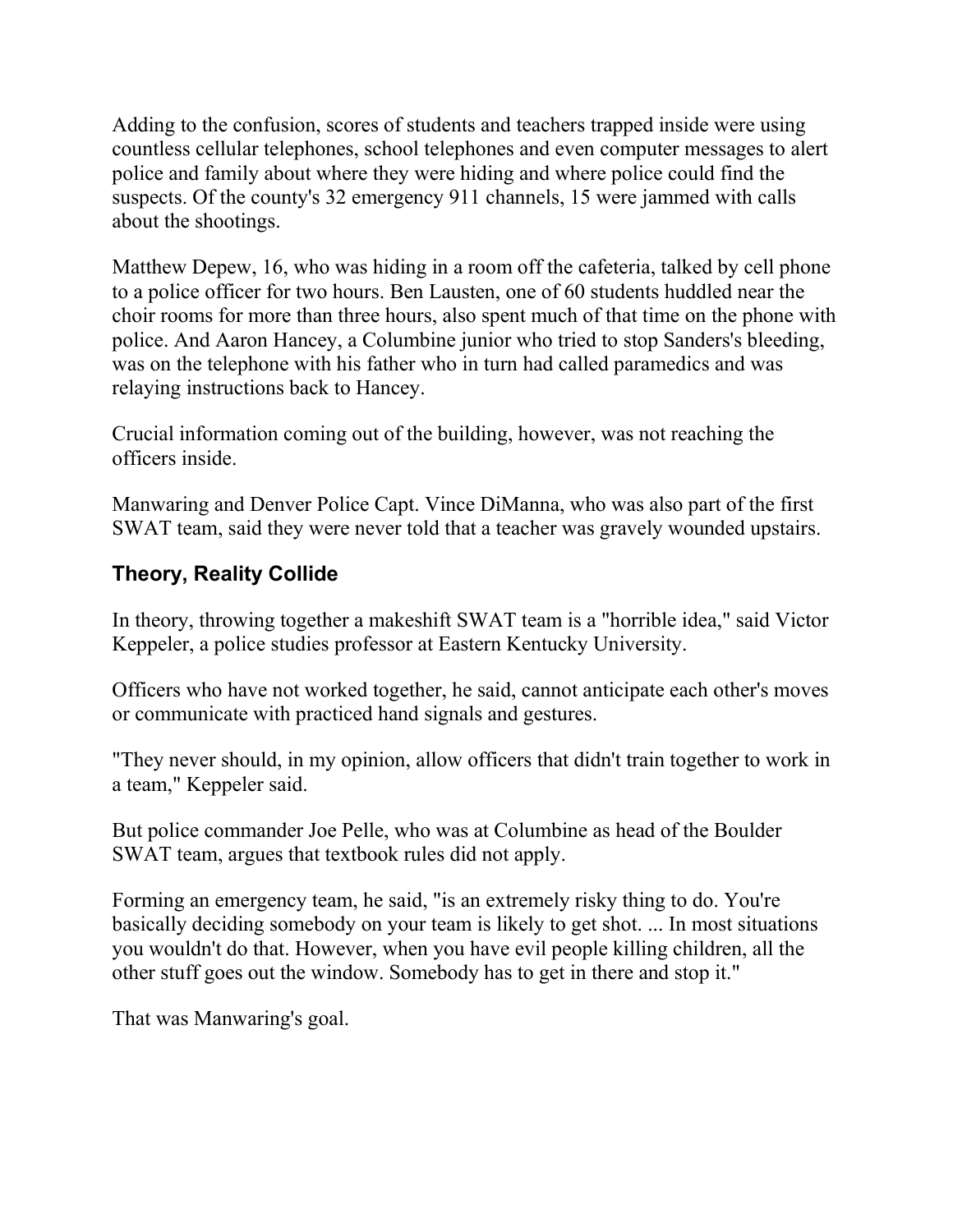Adding to the confusion, scores of students and teachers trapped inside were using countless cellular telephones, school telephones and even computer messages to alert police and family about where they were hiding and where police could find the suspects. Of the county's 32 emergency 911 channels, 15 were jammed with calls about the shootings.

Matthew Depew, 16, who was hiding in a room off the cafeteria, talked by cell phone to a police officer for two hours. Ben Lausten, one of 60 students huddled near the choir rooms for more than three hours, also spent much of that time on the phone with police. And Aaron Hancey, a Columbine junior who tried to stop Sanders's bleeding, was on the telephone with his father who in turn had called paramedics and was relaying instructions back to Hancey.

Crucial information coming out of the building, however, was not reaching the officers inside.

Manwaring and Denver Police Capt. Vince DiManna, who was also part of the first SWAT team, said they were never told that a teacher was gravely wounded upstairs.

## Theory, Reality Collide

In theory, throwing together a makeshift SWAT team is a "horrible idea," said Victor Keppeler, a police studies professor at Eastern Kentucky University.

Officers who have not worked together, he said, cannot anticipate each other's moves or communicate with practiced hand signals and gestures.

"They never should, in my opinion, allow officers that didn't train together to work in a team," Keppeler said.

But police commander Joe Pelle, who was at Columbine as head of the Boulder SWAT team, argues that textbook rules did not apply.

Forming an emergency team, he said, "is an extremely risky thing to do. You're basically deciding somebody on your team is likely to get shot. ... In most situations you wouldn't do that. However, when you have evil people killing children, all the other stuff goes out the window. Somebody has to get in there and stop it."

That was Manwaring's goal.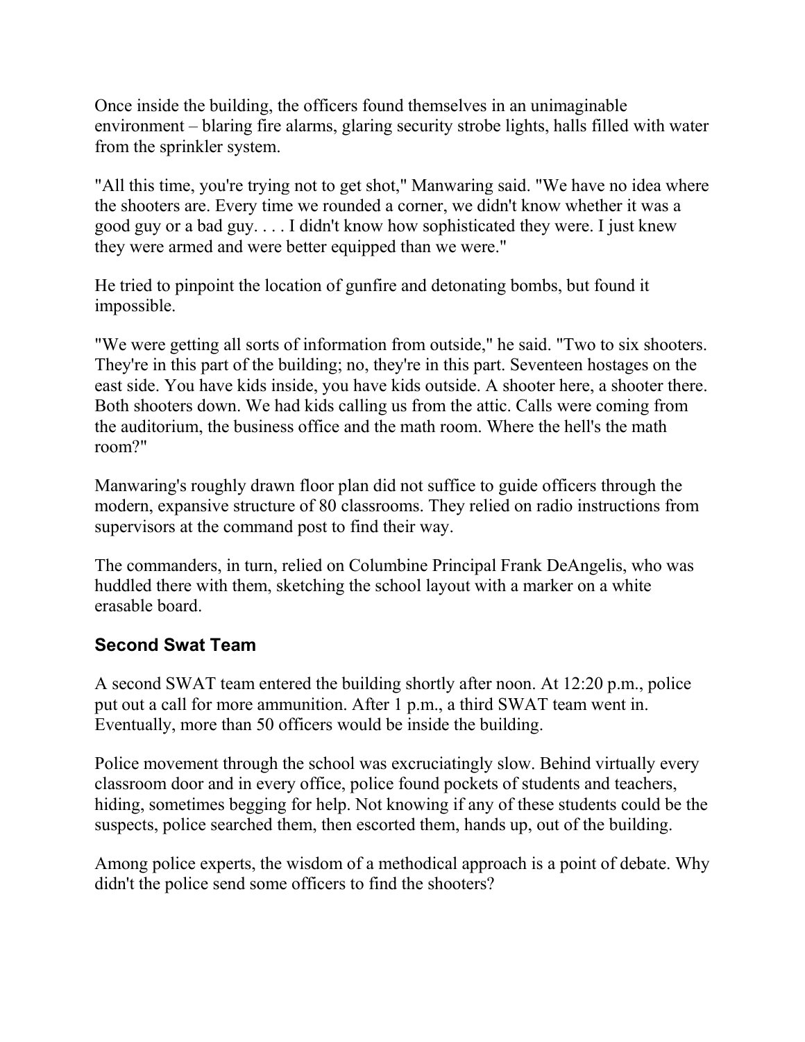Once inside the building, the officers found themselves in an unimaginable environment – blaring fire alarms, glaring security strobe lights, halls filled with water from the sprinkler system.

"All this time, you're trying not to get shot," Manwaring said. "We have no idea where the shooters are. Every time we rounded a corner, we didn't know whether it was a good guy or a bad guy. . . . I didn't know how sophisticated they were. I just knew they were armed and were better equipped than we were."

He tried to pinpoint the location of gunfire and detonating bombs, but found it impossible.

"We were getting all sorts of information from outside," he said. "Two to six shooters. They're in this part of the building; no, they're in this part. Seventeen hostages on the east side. You have kids inside, you have kids outside. A shooter here, a shooter there. Both shooters down. We had kids calling us from the attic. Calls were coming from the auditorium, the business office and the math room. Where the hell's the math room?"

Manwaring's roughly drawn floor plan did not suffice to guide officers through the modern, expansive structure of 80 classrooms. They relied on radio instructions from supervisors at the command post to find their way.

The commanders, in turn, relied on Columbine Principal Frank DeAngelis, who was huddled there with them, sketching the school layout with a marker on a white erasable board.

### Second Swat Team

A second SWAT team entered the building shortly after noon. At 12:20 p.m., police put out a call for more ammunition. After 1 p.m., a third SWAT team went in. Eventually, more than 50 officers would be inside the building.

Police movement through the school was excruciatingly slow. Behind virtually every classroom door and in every office, police found pockets of students and teachers, hiding, sometimes begging for help. Not knowing if any of these students could be the suspects, police searched them, then escorted them, hands up, out of the building.

Among police experts, the wisdom of a methodical approach is a point of debate. Why didn't the police send some officers to find the shooters?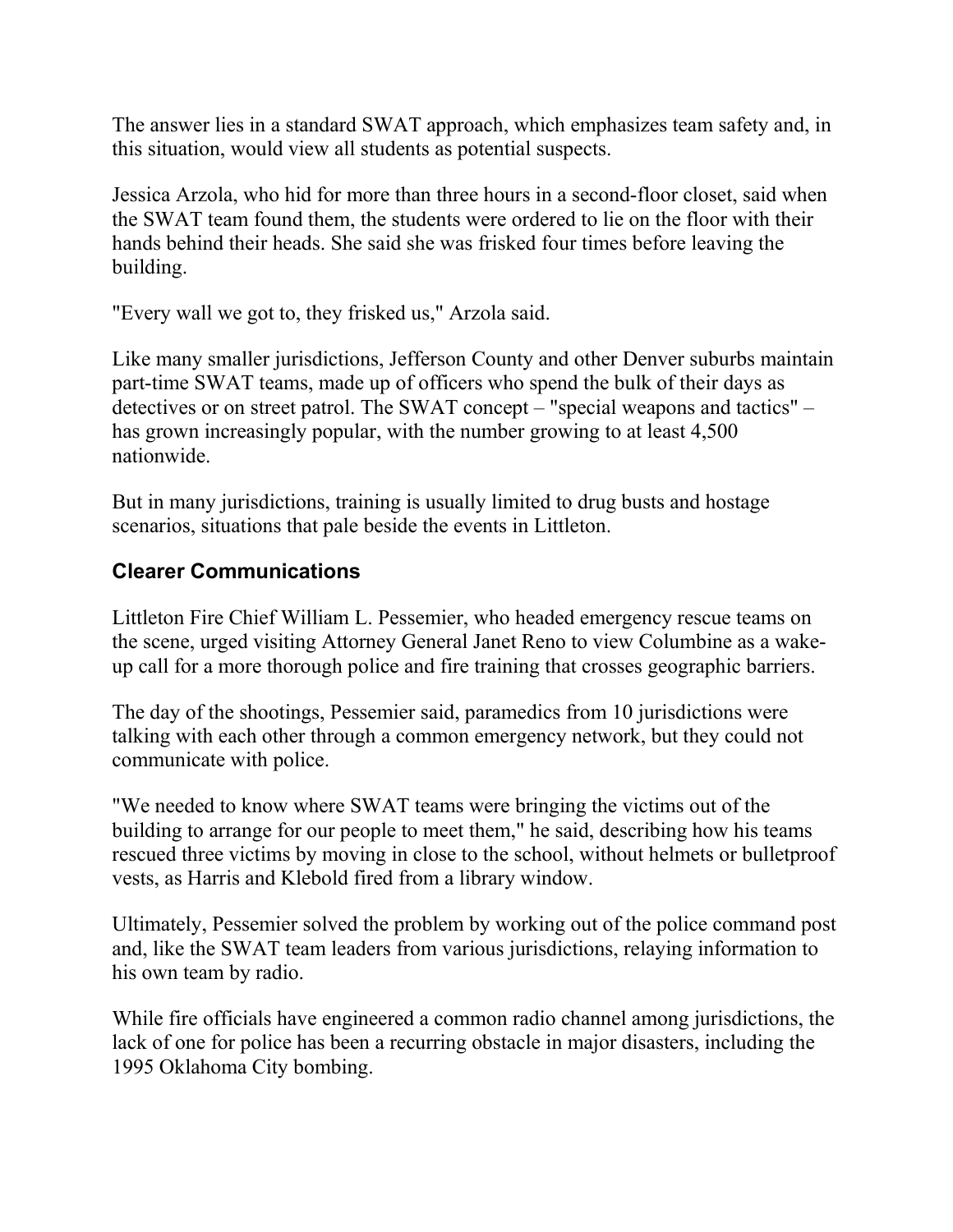The answer lies in a standard SWAT approach, which emphasizes team safety and, in this situation, would view all students as potential suspects.

Jessica Arzola, who hid for more than three hours in a second-floor closet, said when the SWAT team found them, the students were ordered to lie on the floor with their hands behind their heads. She said she was frisked four times before leaving the building.

"Every wall we got to, they frisked us," Arzola said.

Like many smaller jurisdictions, Jefferson County and other Denver suburbs maintain part-time SWAT teams, made up of officers who spend the bulk of their days as detectives or on street patrol. The SWAT concept – "special weapons and tactics" – has grown increasingly popular, with the number growing to at least 4,500 nationwide.

But in many jurisdictions, training is usually limited to drug busts and hostage scenarios, situations that pale beside the events in Littleton.

### Clearer Communications

Littleton Fire Chief William L. Pessemier, who headed emergency rescue teams on the scene, urged visiting Attorney General Janet Reno to view Columbine as a wake-up call for a more thorough police and fire training that crosses geographic barriers.

The day of the shootings, Pessemier said, paramedics from 10 jurisdictions were talking with each other through a common emergency network, but they could not communicate with police.

"We needed to know where SWAT teams were bringing the victims out of the building to arrange for our people to meet them," he said, describing how his teams rescued three victims by moving in close to the school, without helmets or bulletproof vests, as Harris and Klebold fired from a library window.

Ultimately, Pessemier solved the problem by working out of the police command post and, like the SWAT team leaders from various jurisdictions, relaying information to his own team by radio.

While fire officials have engineered a common radio channel among jurisdictions, the lack of one for police has been a recurring obstacle in major disasters, including the 1995 Oklahoma City bombing.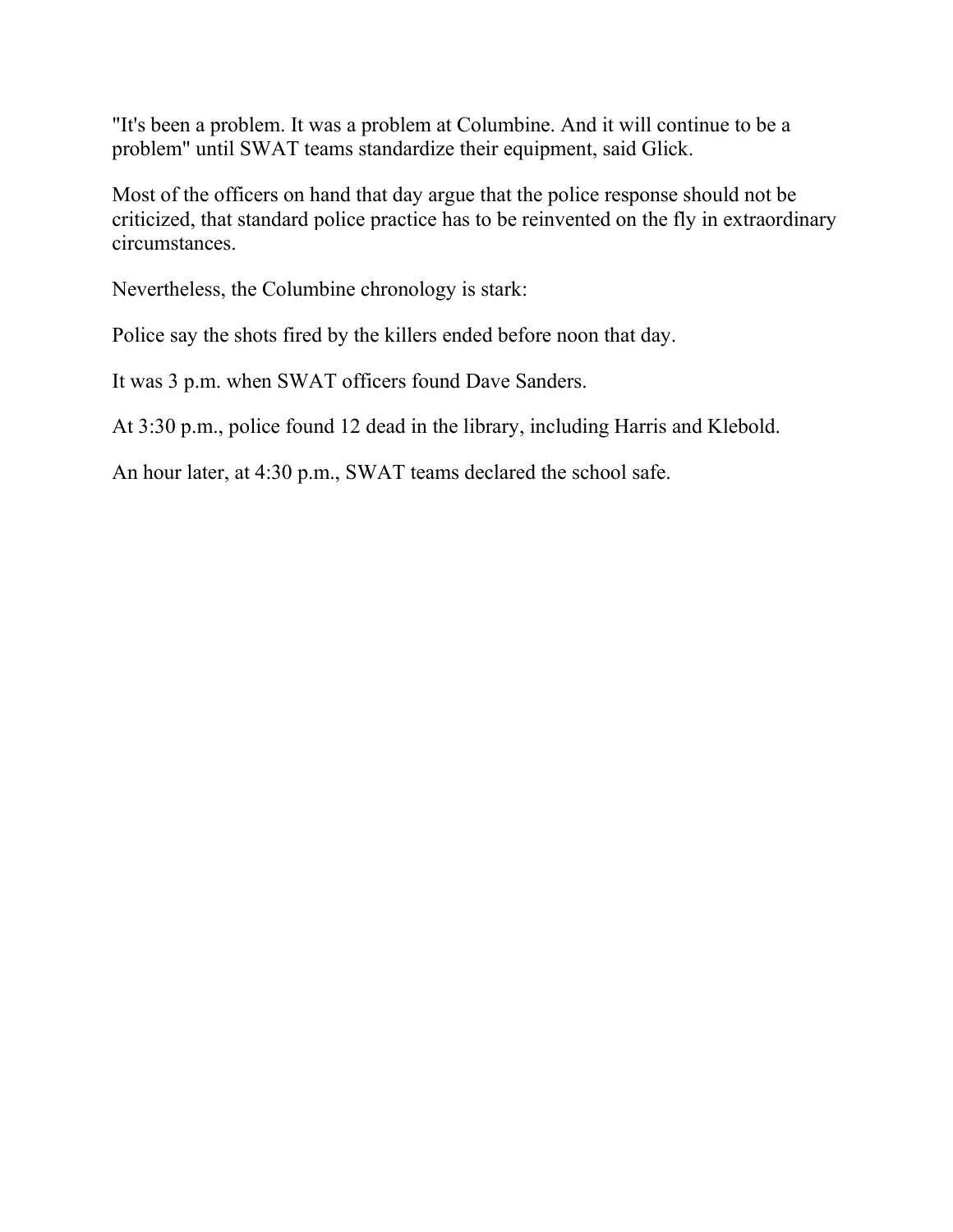"It's been a problem. It was a problem at Columbine. And it will continue to be a problem" until SWAT teams standardize their equipment, said Glick.

Most of the officers on hand that day argue that the police response should not be criticized, that standard police practice has to be reinvented on the fly in extraordinary circumstances.

Nevertheless, the Columbine chronology is stark:

Police say the shots fired by the killers ended before noon that day.

It was 3 p.m. when SWAT officers found Dave Sanders.

At 3:30 p.m., police found 12 dead in the library, including Harris and Klebold.

An hour later, at 4:30 p.m., SWAT teams declared the school safe.